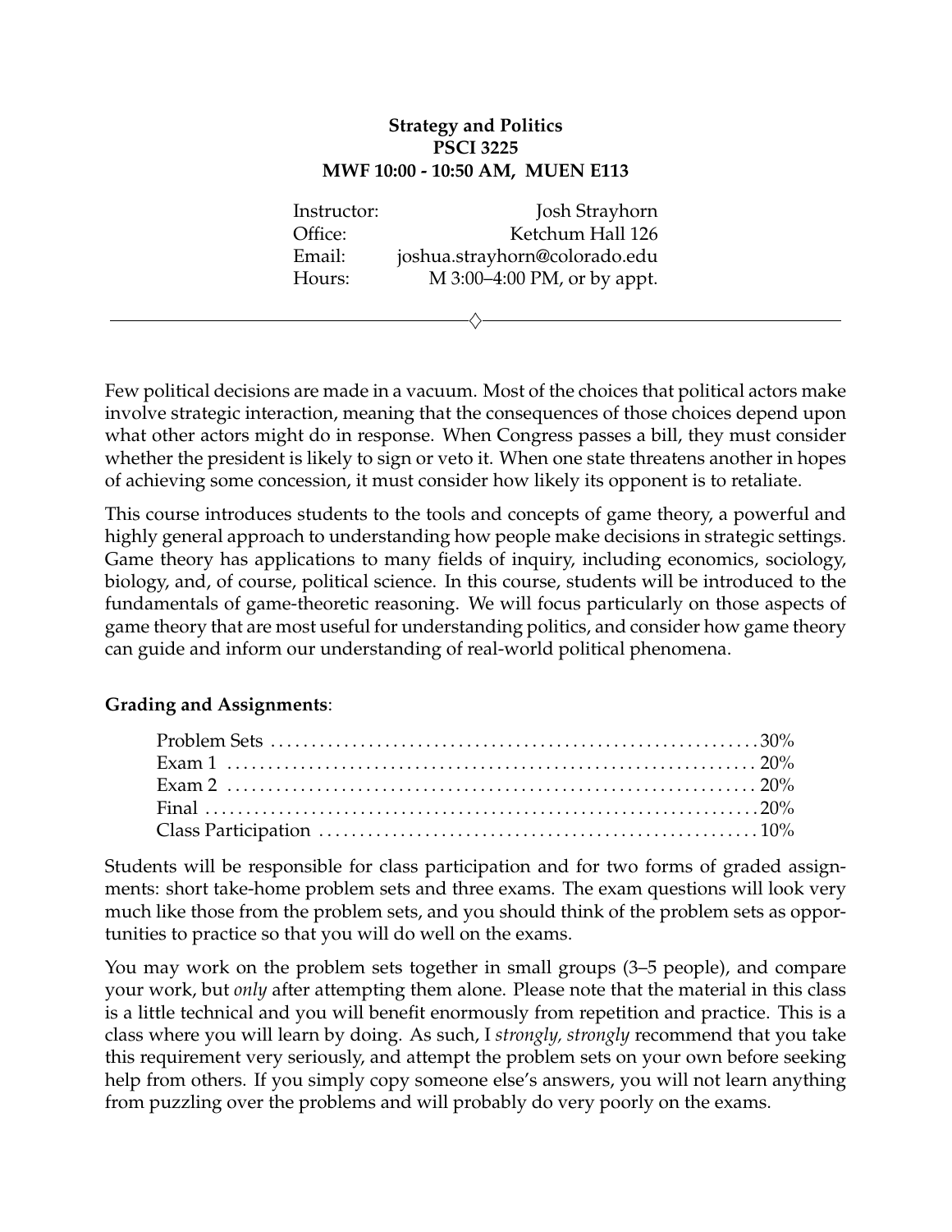**Strategy and Politics**
**PSCI 3225**
**MWF 10:00 - 10:50 AM, MUEN E113**

| | |
|---|---|
| Instructor: | Josh Strayhorn |
| Office: | Ketchum Hall 126 |
| Email: | joshua.strayhorn@colorado.edu |
| Hours: | M 3:00–4:00 PM, or by appt. |

---

Few political decisions are made in a vacuum. Most of the choices that political actors make involve strategic interaction, meaning that the consequences of those choices depend upon what other actors might do in response. When Congress passes a bill, they must consider whether the president is likely to sign or veto it. When one state threatens another in hopes of achieving some concession, it must consider how likely its opponent is to retaliate.

This course introduces students to the tools and concepts of game theory, a powerful and highly general approach to understanding how people make decisions in strategic settings. Game theory has applications to many fields of inquiry, including economics, sociology, biology, and, of course, political science. In this course, students will be introduced to the fundamentals of game-theoretic reasoning. We will focus particularly on those aspects of game theory that are most useful for understanding politics, and consider how game theory can guide and inform our understanding of real-world political phenomena.

**Grading and Assignments**:

| | |
|---|---|
| Problem Sets | 30% |
| Exam 1 | 20% |
| Exam 2 | 20% |
| Final | 20% |
| Class Participation | 10% |

Students will be responsible for class participation and for two forms of graded assignments: short take-home problem sets and three exams. The exam questions will look very much like those from the problem sets, and you should think of the problem sets as opportunities to practice so that you will do well on the exams.

You may work on the problem sets together in small groups (3–5 people), and compare your work, but *only* after attempting them alone. Please note that the material in this class is a little technical and you will benefit enormously from repetition and practice. This is a class where you will learn by doing. As such, I *strongly, strongly* recommend that you take this requirement very seriously, and attempt the problem sets on your own before seeking help from others. If you simply copy someone else's answers, you will not learn anything from puzzling over the problems and will probably do very poorly on the exams.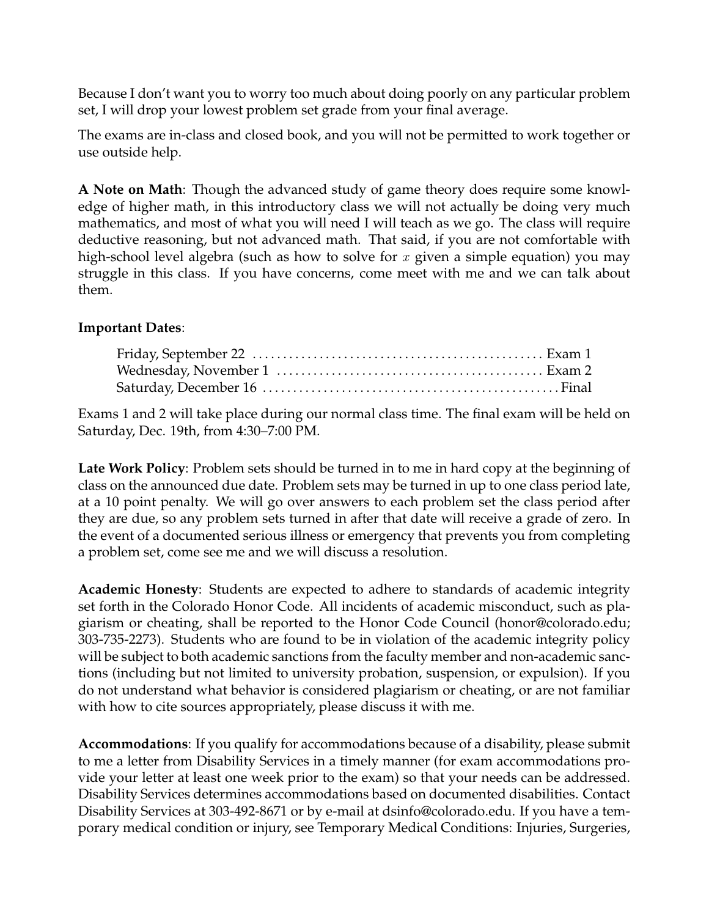Because I don't want you to worry too much about doing poorly on any particular problem set, I will drop your lowest problem set grade from your final average.

The exams are in-class and closed book, and you will not be permitted to work together or use outside help.

**A Note on Math**: Though the advanced study of game theory does require some knowledge of higher math, in this introductory class we will not actually be doing very much mathematics, and most of what you will need I will teach as we go. The class will require deductive reasoning, but not advanced math. That said, if you are not comfortable with high-school level algebra (such as how to solve for $x$ given a simple equation) you may struggle in this class. If you have concerns, come meet with me and we can talk about them.

**Important Dates**:

| | |
|---|---|
| Friday, September 22 | Exam 1 |
| Wednesday, November 1 | Exam 2 |
| Saturday, December 16 | Final |

Exams 1 and 2 will take place during our normal class time. The final exam will be held on Saturday, Dec. 19th, from 4:30–7:00 PM.

**Late Work Policy**: Problem sets should be turned in to me in hard copy at the beginning of class on the announced due date. Problem sets may be turned in up to one class period late, at a 10 point penalty. We will go over answers to each problem set the class period after they are due, so any problem sets turned in after that date will receive a grade of zero. In the event of a documented serious illness or emergency that prevents you from completing a problem set, come see me and we will discuss a resolution.

**Academic Honesty**: Students are expected to adhere to standards of academic integrity set forth in the Colorado Honor Code. All incidents of academic misconduct, such as plagiarism or cheating, shall be reported to the Honor Code Council (honor@colorado.edu; 303-735-2273). Students who are found to be in violation of the academic integrity policy will be subject to both academic sanctions from the faculty member and non-academic sanctions (including but not limited to university probation, suspension, or expulsion). If you do not understand what behavior is considered plagiarism or cheating, or are not familiar with how to cite sources appropriately, please discuss it with me.

**Accommodations**: If you qualify for accommodations because of a disability, please submit to me a letter from Disability Services in a timely manner (for exam accommodations provide your letter at least one week prior to the exam) so that your needs can be addressed. Disability Services determines accommodations based on documented disabilities. Contact Disability Services at 303-492-8671 or by e-mail at dsinfo@colorado.edu. If you have a temporary medical condition or injury, see Temporary Medical Conditions: Injuries, Surgeries,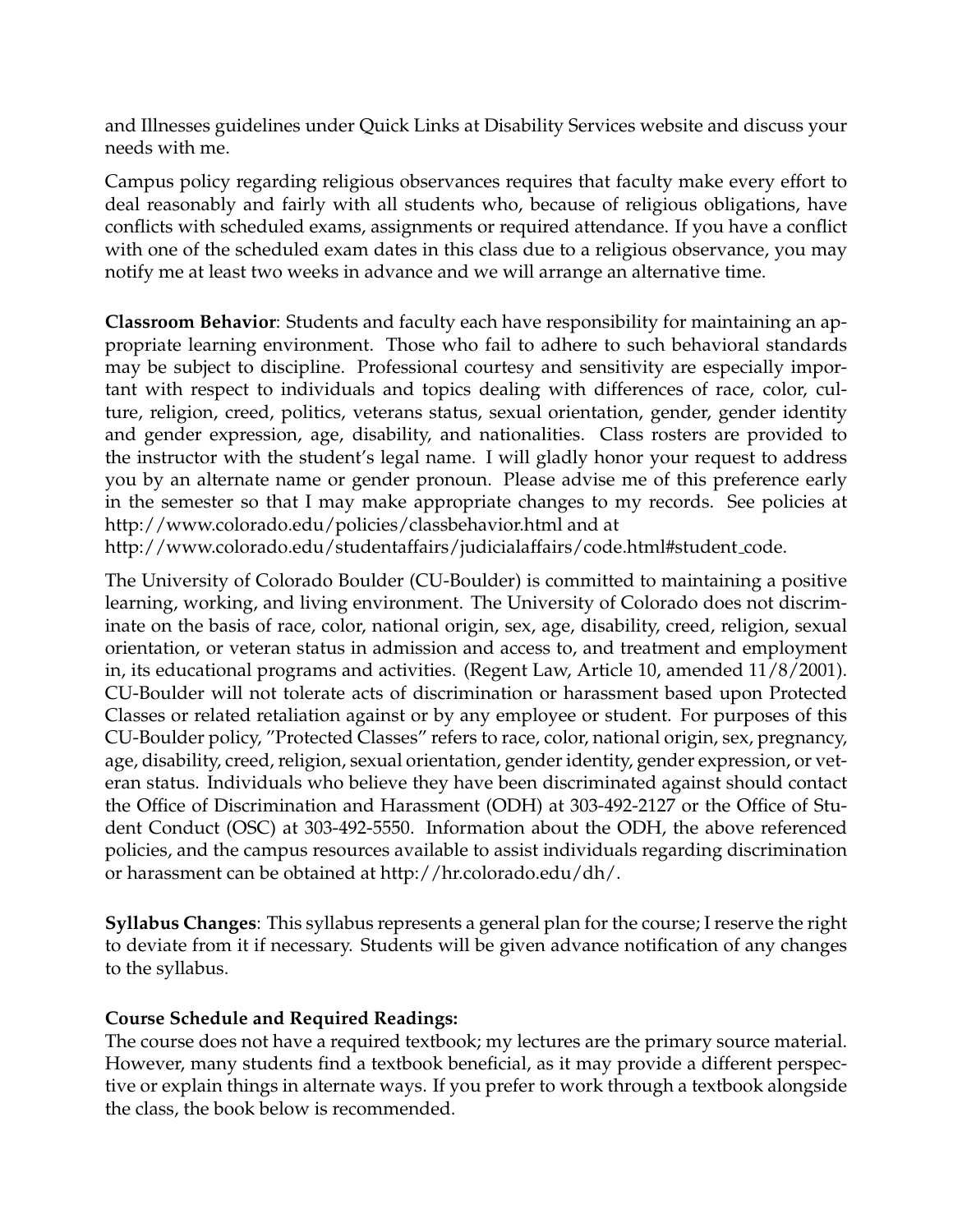and Illnesses guidelines under Quick Links at Disability Services website and discuss your needs with me.

Campus policy regarding religious observances requires that faculty make every effort to deal reasonably and fairly with all students who, because of religious obligations, have conflicts with scheduled exams, assignments or required attendance. If you have a conflict with one of the scheduled exam dates in this class due to a religious observance, you may notify me at least two weeks in advance and we will arrange an alternative time.

**Classroom Behavior**: Students and faculty each have responsibility for maintaining an appropriate learning environment. Those who fail to adhere to such behavioral standards may be subject to discipline. Professional courtesy and sensitivity are especially important with respect to individuals and topics dealing with differences of race, color, culture, religion, creed, politics, veterans status, sexual orientation, gender, gender identity and gender expression, age, disability, and nationalities. Class rosters are provided to the instructor with the student's legal name. I will gladly honor your request to address you by an alternate name or gender pronoun. Please advise me of this preference early in the semester so that I may make appropriate changes to my records. See policies at http://www.colorado.edu/policies/classbehavior.html and at http://www.colorado.edu/studentaffairs/judicialaffairs/code.html#student_code.

The University of Colorado Boulder (CU-Boulder) is committed to maintaining a positive learning, working, and living environment. The University of Colorado does not discriminate on the basis of race, color, national origin, sex, age, disability, creed, religion, sexual orientation, or veteran status in admission and access to, and treatment and employment in, its educational programs and activities. (Regent Law, Article 10, amended 11/8/2001). CU-Boulder will not tolerate acts of discrimination or harassment based upon Protected Classes or related retaliation against or by any employee or student. For purposes of this CU-Boulder policy, "Protected Classes" refers to race, color, national origin, sex, pregnancy, age, disability, creed, religion, sexual orientation, gender identity, gender expression, or veteran status. Individuals who believe they have been discriminated against should contact the Office of Discrimination and Harassment (ODH) at 303-492-2127 or the Office of Student Conduct (OSC) at 303-492-5550. Information about the ODH, the above referenced policies, and the campus resources available to assist individuals regarding discrimination or harassment can be obtained at http://hr.colorado.edu/dh/.

**Syllabus Changes**: This syllabus represents a general plan for the course; I reserve the right to deviate from it if necessary. Students will be given advance notification of any changes to the syllabus.

**Course Schedule and Required Readings:**
The course does not have a required textbook; my lectures are the primary source material. However, many students find a textbook beneficial, as it may provide a different perspective or explain things in alternate ways. If you prefer to work through a textbook alongside the class, the book below is recommended.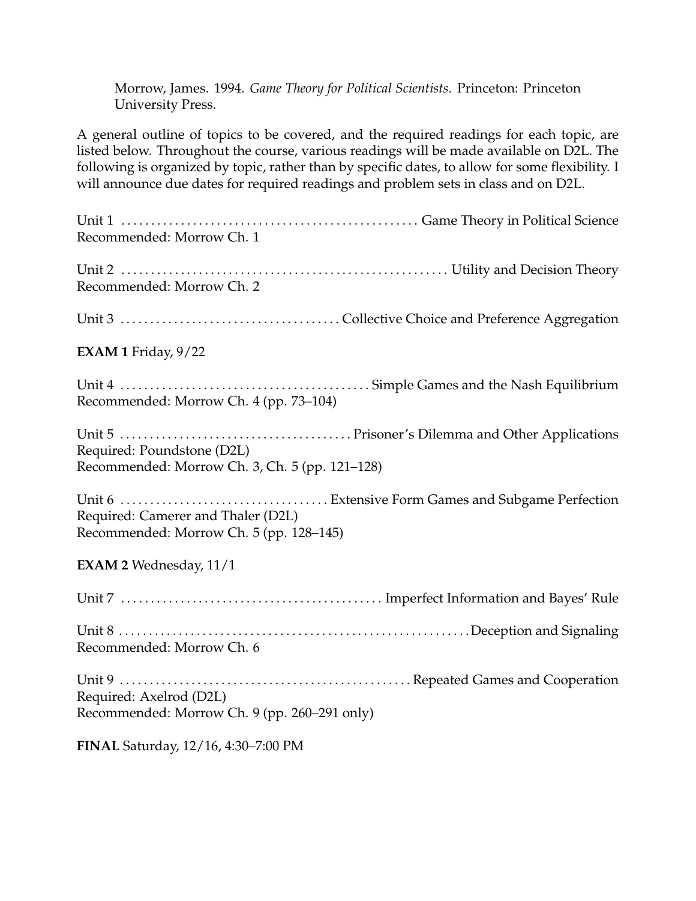Morrow, James. 1994. *Game Theory for Political Scientists*. Princeton: Princeton University Press.

A general outline of topics to be covered, and the required readings for each topic, are listed below. Throughout the course, various readings will be made available on D2L. The following is organized by topic, rather than by specific dates, to allow for some flexibility. I will announce due dates for required readings and problem sets in class and on D2L.

Unit 1 .................................................. Game Theory in Political Science
Recommended: Morrow Ch. 1

Unit 2 ...................................................... Utility and Decision Theory
Recommended: Morrow Ch. 2

Unit 3 .................................... Collective Choice and Preference Aggregation

**EXAM 1** Friday, 9/22

Unit 4 ......................................... Simple Games and the Nash Equilibrium
Recommended: Morrow Ch. 4 (pp. 73–104)

Unit 5 ....................................... Prisoner's Dilemma and Other Applications
Required: Poundstone (D2L)
Recommended: Morrow Ch. 3, Ch. 5 (pp. 121–128)

Unit 6 .................................. Extensive Form Games and Subgame Perfection
Required: Camerer and Thaler (D2L)
Recommended: Morrow Ch. 5 (pp. 128–145)

**EXAM 2** Wednesday, 11/1

Unit 7 ........................................... Imperfect Information and Bayes' Rule

Unit 8 ......................................................... Deception and Signaling
Recommended: Morrow Ch. 6

Unit 9 ................................................ Repeated Games and Cooperation
Required: Axelrod (D2L)
Recommended: Morrow Ch. 9 (pp. 260–291 only)

**FINAL** Saturday, 12/16, 4:30–7:00 PM